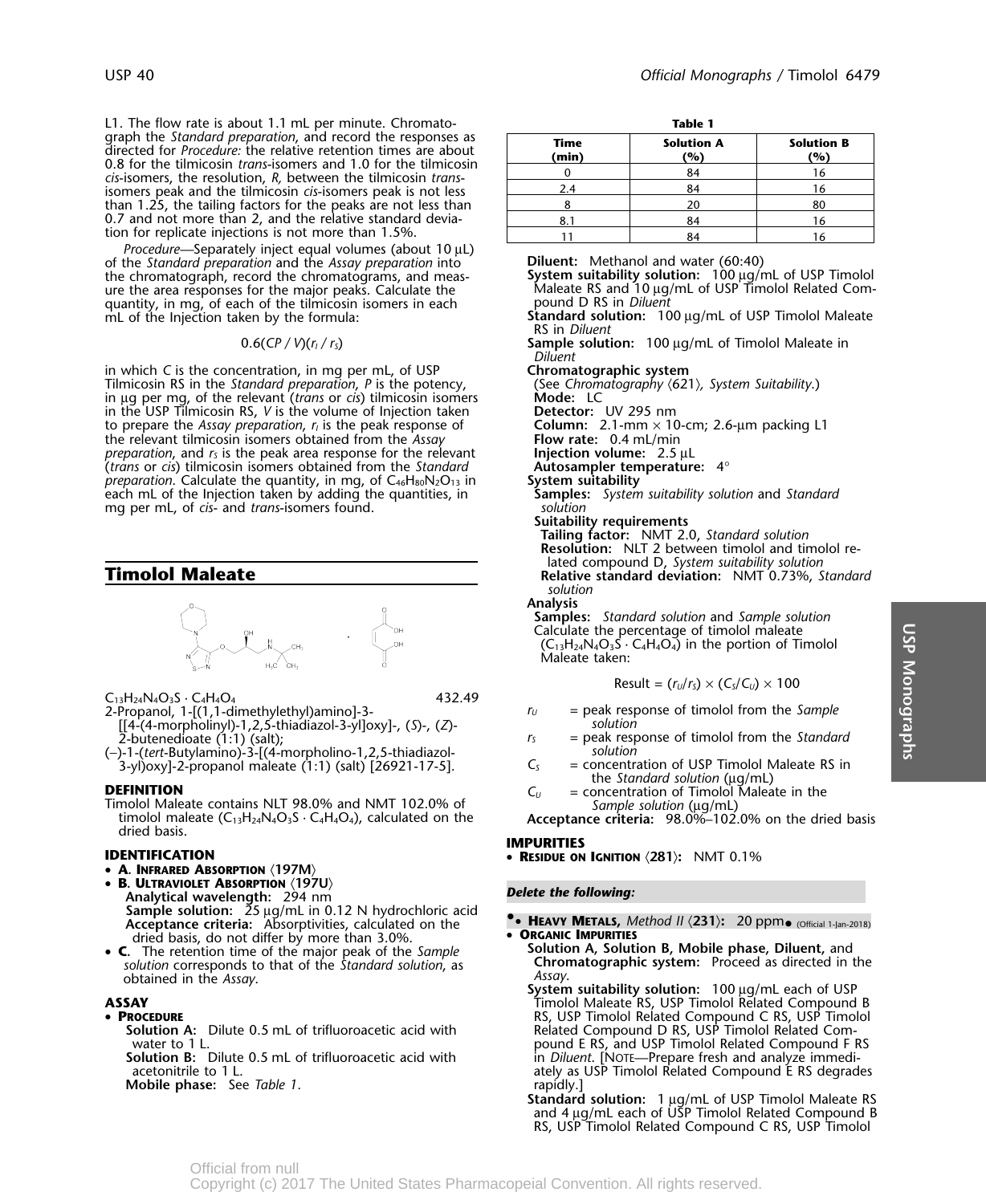L1. The flow rate is about 1.1 mL per minute. Chromatograph the *Standard preparation*, and record the responses as directed for *Procedure:* the relative retention times are about 0.8 for the tilmicosin *trans*-isomers and 1.0 for the tilmicosin *cis*-isomers, the resolution, *R*, between the tilmicosin *trans*-isomers peak and the tilmicosin *cis*-isomers peak is not less than 1.25, the tailing factors for the peaks are not less than 0.7 and not more than 2, and the relative standard deviation for replicate injections is not more than 1.5%.

*Procedure*—Separately inject equal volumes (about 10 µL) of the *Standard preparation* and the *Assay preparation* into the chromatograph, record the chromatograms, and measure the area responses for the major peaks. Calculate the quantity, in mg, of each of the tilmicosin isomers in each mL of the Injection taken by the formula:

$$0.6(CP / V)(r_i / r_S)$$

in which *C* is the concentration, in mg per mL, of USP Tilmicosin RS in the *Standard preparation*, *P* is the potency, in µg per mg, of the relevant (*trans* or *cis*) tilmicosin isomers in the USP Tilmicosin RS, *V* is the volume of Injection taken to prepare the *Assay preparation*, $r_i$ is the peak response of the relevant tilmicosin isomers obtained from the *Assay preparation*, and $r_S$ is the peak area response for the relevant (*trans* or *cis*) tilmicosin isomers obtained from the *Standard preparation*. Calculate the quantity, in mg, of $C_{46}H_{80}N_2O_{13}$ in each mL of the Injection taken by adding the quantities, in mg per mL, of *cis*- and *trans*-isomers found.

## Timolol Maleate

$C_{13}H_{24}N_4O_3S \cdot C_4H_4O_4$ 432.49

2-Propanol, 1-[(1,1-dimethylethyl)amino]-3-[[4-(4-morpholinyl)-1,2,5-thiadiazol-3-yl]oxy]-, (*S*)-, (*Z*)-2-butenedioate (1:1) (salt);

(–)-1-(*tert*-Butylamino)-3-[(4-morpholino-1,2,5-thiadiazol-3-yl)oxy]-2-propanol maleate (1:1) (salt) [26921-17-5].

**DEFINITION**

Timolol Maleate contains NLT 98.0% and NMT 102.0% of timolol maleate ($C_{13}H_{24}N_4O_3S \cdot C_4H_4O_4$), calculated on the dried basis.

**IDENTIFICATION**

- **A. Infrared Absorption ⟨197M⟩**
- **B. Ultraviolet Absorption ⟨197U⟩**
  **Analytical wavelength:** 294 nm
  **Sample solution:** 25 µg/mL in 0.12 N hydrochloric acid
  **Acceptance criteria:** Absorptivities, calculated on the dried basis, do not differ by more than 3.0%.
- **C.** The retention time of the major peak of the *Sample solution* corresponds to that of the *Standard solution*, as obtained in the *Assay*.

**ASSAY**

- **Procedure**
  **Solution A:** Dilute 0.5 mL of trifluoroacetic acid with water to 1 L.
  **Solution B:** Dilute 0.5 mL of trifluoroacetic acid with acetonitrile to 1 L.
  **Mobile phase:** See *Table 1*.

**Table 1**

| Time (min) | Solution A (%) | Solution B (%) |
|---|---|---|
| 0 | 84 | 16 |
| 2.4 | 84 | 16 |
| 8 | 20 | 80 |
| 8.1 | 84 | 16 |
| 11 | 84 | 16 |

**Diluent:** Methanol and water (60:40)
**System suitability solution:** 100 µg/mL of USP Timolol Maleate RS and 10 µg/mL of USP Timolol Related Compound D RS in *Diluent*
**Standard solution:** 100 µg/mL of USP Timolol Maleate RS in *Diluent*
**Sample solution:** 100 µg/mL of Timolol Maleate in *Diluent*
**Chromatographic system**
(See *Chromatography ⟨621⟩, System Suitability.*)
**Mode:** LC
**Detector:** UV 295 nm
**Column:** 2.1-mm × 10-cm; 2.6-µm packing L1
**Flow rate:** 0.4 mL/min
**Injection volume:** 2.5 µL
**Autosampler temperature:** 4°
**System suitability**
**Samples:** *System suitability solution* and *Standard solution*
**Suitability requirements**
**Tailing factor:** NMT 2.0, *Standard solution*
**Resolution:** NLT 2 between timolol and timolol related compound D, *System suitability solution*
**Relative standard deviation:** NMT 0.73%, *Standard solution*
**Analysis**
**Samples:** *Standard solution* and *Sample solution*
Calculate the percentage of timolol maleate ($C_{13}H_{24}N_4O_3S \cdot C_4H_4O_4$) in the portion of Timolol Maleate taken:

$$\text{Result} = (r_U/r_S) \times (C_S/C_U) \times 100$$

$r_U$ = peak response of timolol from the *Sample solution*
$r_S$ = peak response of timolol from the *Standard solution*
$C_S$ = concentration of USP Timolol Maleate RS in the *Standard solution* (µg/mL)
$C_U$ = concentration of Timolol Maleate in the *Sample solution* (µg/mL)

**Acceptance criteria:** 98.0%–102.0% on the dried basis

**IMPURITIES**

- **Residue on Ignition ⟨281⟩:** NMT 0.1%

***Delete the following:***

- ••**Heavy Metals,** *Method II* ⟨231⟩**:** 20 ppm• (Official 1-Jan-2018)
- **Organic Impurities**
  **Solution A, Solution B, Mobile phase, Diluent,** and **Chromatographic system:** Proceed as directed in the *Assay*.
  **System suitability solution:** 100 µg/mL each of USP Timolol Maleate RS, USP Timolol Related Compound B RS, USP Timolol Related Compound C RS, USP Timolol Related Compound D RS, USP Timolol Related Compound E RS, and USP Timolol Related Compound F RS in *Diluent*. [Note—Prepare fresh and analyze immediately as USP Timolol Related Compound E RS degrades rapidly.]
  **Standard solution:** 1 µg/mL of USP Timolol Maleate RS and 4 µg/mL each of USP Timolol Related Compound B RS, USP Timolol Related Compound C RS, USP Timolol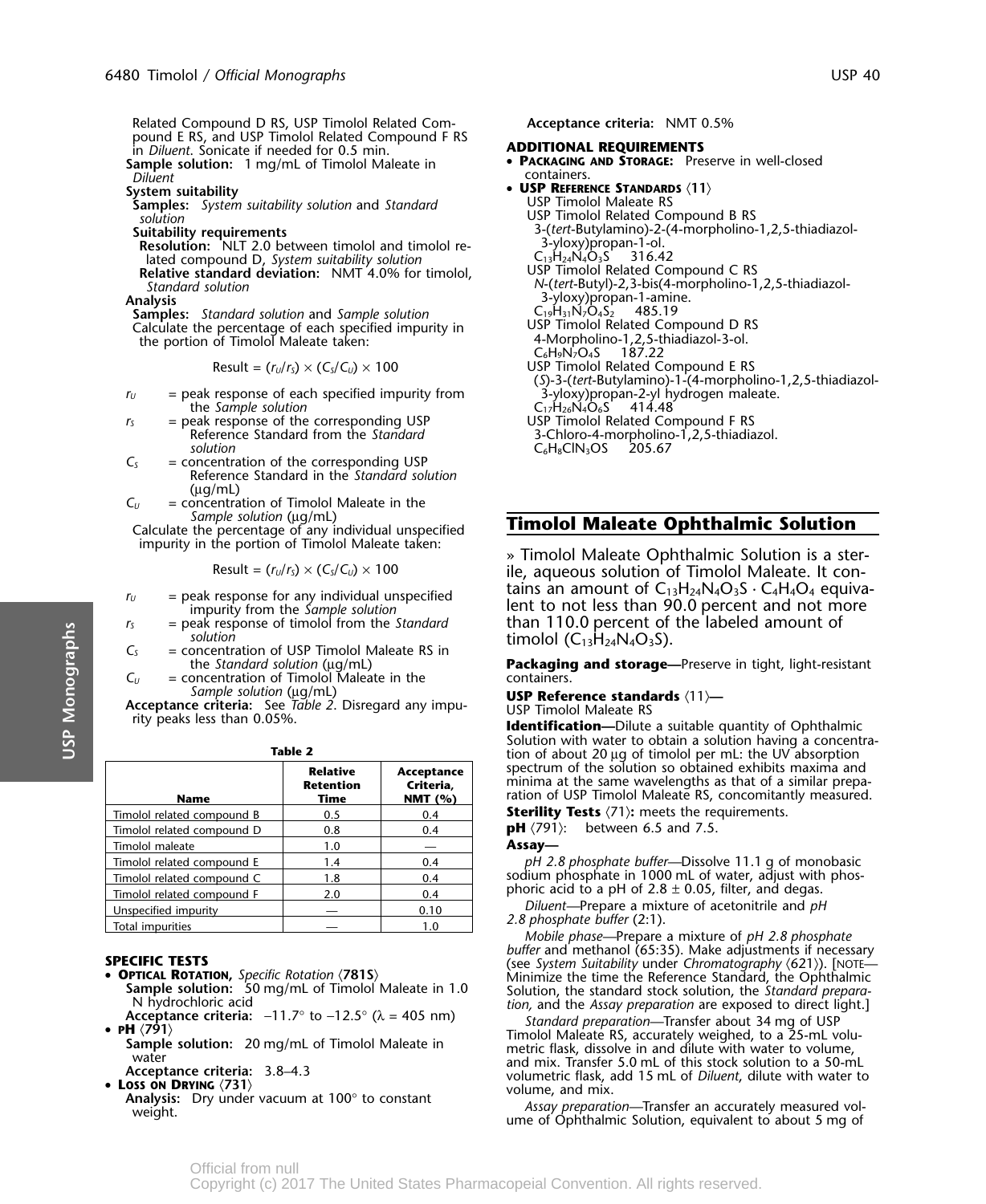Related Compound D RS, USP Timolol Related Compound E RS, and USP Timolol Related Compound F RS in *Diluent.* Sonicate if needed for 0.5 min.

**Sample solution:** 1 mg/mL of Timolol Maleate in *Diluent*

**System suitability**

**Samples:** *System suitability solution* and *Standard solution*

**Suitability requirements**

**Resolution:** NLT 2.0 between timolol and timolol related compound D, *System suitability solution*

**Relative standard deviation:** NMT 4.0% for timolol, *Standard solution*

**Analysis**

**Samples:** *Standard solution* and *Sample solution*

Calculate the percentage of each specified impurity in the portion of Timolol Maleate taken:

$$\text{Result} = (r_U/r_S) \times (C_S/C_U) \times 100$$

$r_U$ = peak response of each specified impurity from the *Sample solution*

$r_S$ = peak response of the corresponding USP Reference Standard from the *Standard solution*

$C_S$ = concentration of the corresponding USP Reference Standard in the *Standard solution* (µg/mL)

$C_U$ = concentration of Timolol Maleate in the *Sample solution* (µg/mL)

Calculate the percentage of any individual unspecified impurity in the portion of Timolol Maleate taken:

$$\text{Result} = (r_U/r_S) \times (C_S/C_U) \times 100$$

$r_U$ = peak response for any individual unspecified impurity from the *Sample solution*

$r_S$ = peak response of timolol from the *Standard solution*

$C_S$ = concentration of USP Timolol Maleate RS in the *Standard solution* (µg/mL)

$C_U$ = concentration of Timolol Maleate in the *Sample solution* (µg/mL)

**Acceptance criteria:** See *Table 2*. Disregard any impurity peaks less than 0.05%.

**Table 2**

| Name | Relative Retention Time | Acceptance Criteria, NMT (%) |
|---|---|---|
| Timolol related compound B | 0.5 | 0.4 |
| Timolol related compound D | 0.8 | 0.4 |
| Timolol maleate | 1.0 | — |
| Timolol related compound E | 1.4 | 0.4 |
| Timolol related compound C | 1.8 | 0.4 |
| Timolol related compound F | 2.0 | 0.4 |
| Unspecified impurity | — | 0.10 |
| Total impurities | — | 1.0 |

## SPECIFIC TESTS

- **Optical Rotation,** *Specific Rotation* ⟨781S⟩

  **Sample solution:** 50 mg/mL of Timolol Maleate in 1.0 N hydrochloric acid

  **Acceptance criteria:** −11.7° to −12.5° (λ = 405 nm)

- **pH** ⟨791⟩

  **Sample solution:** 20 mg/mL of Timolol Maleate in water

  **Acceptance criteria:** 3.8–4.3

- **Loss on Drying** ⟨731⟩

  **Analysis:** Dry under vacuum at 100° to constant weight.

  **Acceptance criteria:** NMT 0.5%

## ADDITIONAL REQUIREMENTS

- **Packaging and Storage:** Preserve in well-closed containers.
- **USP Reference Standards** ⟨11⟩

  USP Timolol Maleate RS

  USP Timolol Related Compound B RS
  3-(*tert*-Butylamino)-2-(4-morpholino-1,2,5-thiadiazol-3-yloxy)propan-1-ol.
  $C_{13}H_{24}N_4O_3S$ 316.42

  USP Timolol Related Compound C RS
  *N*-(*tert*-Butyl)-2,3-bis(4-morpholino-1,2,5-thiadiazol-3-yloxy)propan-1-amine.
  $C_{19}H_{31}N_7O_4S_2$ 485.19

  USP Timolol Related Compound D RS
  4-Morpholino-1,2,5-thiadiazol-3-ol.
  $C_6H_9N_7O_4S$ 187.22

  USP Timolol Related Compound E RS
  (*S*)-3-(*tert*-Butylamino)-1-(4-morpholino-1,2,5-thiadiazol-3-yloxy)propan-2-yl hydrogen maleate.
  $C_{17}H_{26}N_4O_6S$ 414.48

  USP Timolol Related Compound F RS
  3-Chloro-4-morpholino-1,2,5-thiadiazol.
  $C_6H_8ClN_3OS$ 205.67

## Timolol Maleate Ophthalmic Solution

» Timolol Maleate Ophthalmic Solution is a sterile, aqueous solution of Timolol Maleate. It contains an amount of $C_{13}H_{24}N_4O_3S \cdot C_4H_4O_4$ equivalent to not less than 90.0 percent and not more than 110.0 percent of the labeled amount of timolol ($C_{13}H_{24}N_4O_3S$).

**Packaging and storage—**Preserve in tight, light-resistant containers.

**USP Reference standards** ⟨11⟩**—**
USP Timolol Maleate RS

**Identification—**Dilute a suitable quantity of Ophthalmic Solution with water to obtain a solution having a concentration of about 20 µg of timolol per mL: the UV absorption spectrum of the solution so obtained exhibits maxima and minima at the same wavelengths as that of a similar preparation of USP Timolol Maleate RS, concomitantly measured.

**Sterility Tests** ⟨71⟩**:** meets the requirements.

**pH** ⟨791⟩: between 6.5 and 7.5.

**Assay—**

*pH 2.8 phosphate buffer—*Dissolve 11.1 g of monobasic sodium phosphate in 1000 mL of water, adjust with phosphoric acid to a pH of 2.8 ± 0.05, filter, and degas.

*Diluent—*Prepare a mixture of acetonitrile and *pH 2.8 phosphate buffer* (2:1).

*Mobile phase—*Prepare a mixture of *pH 2.8 phosphate buffer* and methanol (65:35). Make adjustments if necessary (see *System Suitability* under *Chromatography* ⟨621⟩). [Note—Minimize the time the Reference Standard, the Ophthalmic Solution, the standard stock solution, the *Standard preparation,* and the *Assay preparation* are exposed to direct light.]

*Standard preparation—*Transfer about 34 mg of USP Timolol Maleate RS, accurately weighed, to a 25-mL volumetric flask, dissolve in and dilute with water to volume, and mix. Transfer 5.0 mL of this stock solution to a 50-mL volumetric flask, add 15 mL of *Diluent*, dilute with water to volume, and mix.

*Assay preparation—*Transfer an accurately measured volume of Ophthalmic Solution, equivalent to about 5 mg of